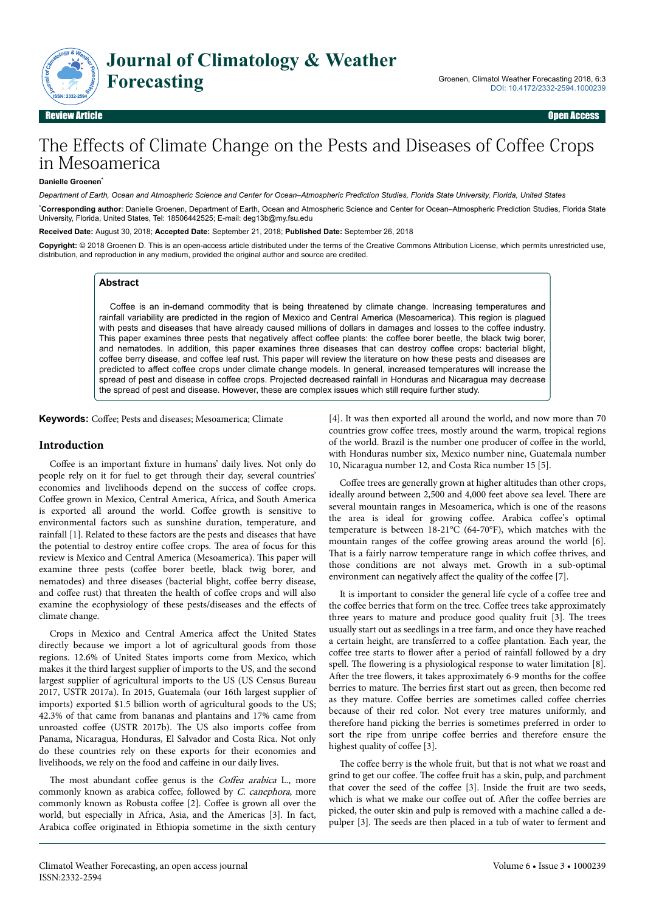Review Article | Open Access

# The Effects of Climate Change on the Pests and Diseases of Coffee Crops in Mesoamerica

**Danielle Groenen***

*Department of Earth, Ocean and Atmospheric Science and Center for Ocean–Atmospheric Prediction Studies, Florida State University, Florida, United States*

***Corresponding author**: Danielle Groenen, Department of Earth, Ocean and Atmospheric Science and Center for Ocean–Atmospheric Prediction Studies, Florida State University, Florida, United States, Tel: 18506442525; E-mail: deg13b@my.fsu.edu

**Received Date:** August 30, 2018; **Accepted Date:** September 21, 2018; **Published Date:** September 26, 2018

**Copyright:** © 2018 Groenen D. This is an open-access article distributed under the terms of the Creative Commons Attribution License, which permits unrestricted use, distribution, and reproduction in any medium, provided the original author and source are credited.

## Abstract

Coffee is an in-demand commodity that is being threatened by climate change. Increasing temperatures and rainfall variability are predicted in the region of Mexico and Central America (Mesoamerica). This region is plagued with pests and diseases that have already caused millions of dollars in damages and losses to the coffee industry. This paper examines three pests that negatively affect coffee plants: the coffee borer beetle, the black twig borer, and nematodes. In addition, this paper examines three diseases that can destroy coffee crops: bacterial blight, coffee berry disease, and coffee leaf rust. This paper will review the literature on how these pests and diseases are predicted to affect coffee crops under climate change models. In general, increased temperatures will increase the spread of pest and disease in coffee crops. Projected decreased rainfall in Honduras and Nicaragua may decrease the spread of pest and disease. However, these are complex issues which still require further study.

**Keywords:** Coffee; Pests and diseases; Mesoamerica; Climate

## Introduction

Coffee is an important fixture in humans' daily lives. Not only do people rely on it for fuel to get through their day, several countries' economies and livelihoods depend on the success of coffee crops. Coffee grown in Mexico, Central America, Africa, and South America is exported all around the world. Coffee growth is sensitive to environmental factors such as sunshine duration, temperature, and rainfall [1]. Related to these factors are the pests and diseases that have the potential to destroy entire coffee crops. The area of focus for this review is Mexico and Central America (Mesoamerica). This paper will examine three pests (coffee borer beetle, black twig borer, and nematodes) and three diseases (bacterial blight, coffee berry disease, and coffee rust) that threaten the health of coffee crops and will also examine the ecophysiology of these pests/diseases and the effects of climate change.

Crops in Mexico and Central America affect the United States directly because we import a lot of agricultural goods from those regions. 12.6% of United States imports come from Mexico, which makes it the third largest supplier of imports to the US, and the second largest supplier of agricultural imports to the US (US Census Bureau 2017, USTR 2017a). In 2015, Guatemala (our 16th largest supplier of imports) exported $1.5 billion worth of agricultural goods to the US; 42.3% of that came from bananas and plantains and 17% came from unroasted coffee (USTR 2017b). The US also imports coffee from Panama, Nicaragua, Honduras, El Salvador and Costa Rica. Not only do these countries rely on these exports for their economies and livelihoods, we rely on the food and caffeine in our daily lives.

The most abundant coffee genus is the *Coffea arabica* L., more commonly known as arabica coffee, followed by *C. canephora*, more commonly known as Robusta coffee [2]. Coffee is grown all over the world, but especially in Africa, Asia, and the Americas [3]. In fact, Arabica coffee originated in Ethiopia sometime in the sixth century [4]. It was then exported all around the world, and now more than 70 countries grow coffee trees, mostly around the warm, tropical regions of the world. Brazil is the number one producer of coffee in the world, with Honduras number six, Mexico number nine, Guatemala number 10, Nicaragua number 12, and Costa Rica number 15 [5].

Coffee trees are generally grown at higher altitudes than other crops, ideally around between 2,500 and 4,000 feet above sea level. There are several mountain ranges in Mesoamerica, which is one of the reasons the area is ideal for growing coffee. Arabica coffee's optimal temperature is between 18-21°C (64-70°F), which matches with the mountain ranges of the coffee growing areas around the world [6]. That is a fairly narrow temperature range in which coffee thrives, and those conditions are not always met. Growth in a sub-optimal environment can negatively affect the quality of the coffee [7].

It is important to consider the general life cycle of a coffee tree and the coffee berries that form on the tree. Coffee trees take approximately three years to mature and produce good quality fruit [3]. The trees usually start out as seedlings in a tree farm, and once they have reached a certain height, are transferred to a coffee plantation. Each year, the coffee tree starts to flower after a period of rainfall followed by a dry spell. The flowering is a physiological response to water limitation [8]. After the tree flowers, it takes approximately 6-9 months for the coffee berries to mature. The berries first start out as green, then become red as they mature. Coffee berries are sometimes called coffee cherries because of their red color. Not every tree matures uniformly, and therefore hand picking the berries is sometimes preferred in order to sort the ripe from unripe coffee berries and therefore ensure the highest quality of coffee [3].

The coffee berry is the whole fruit, but that is not what we roast and grind to get our coffee. The coffee fruit has a skin, pulp, and parchment that cover the seed of the coffee [3]. Inside the fruit are two seeds, which is what we make our coffee out of. After the coffee berries are picked, the outer skin and pulp is removed with a machine called a de-pulper [3]. The seeds are then placed in a tub of water to ferment and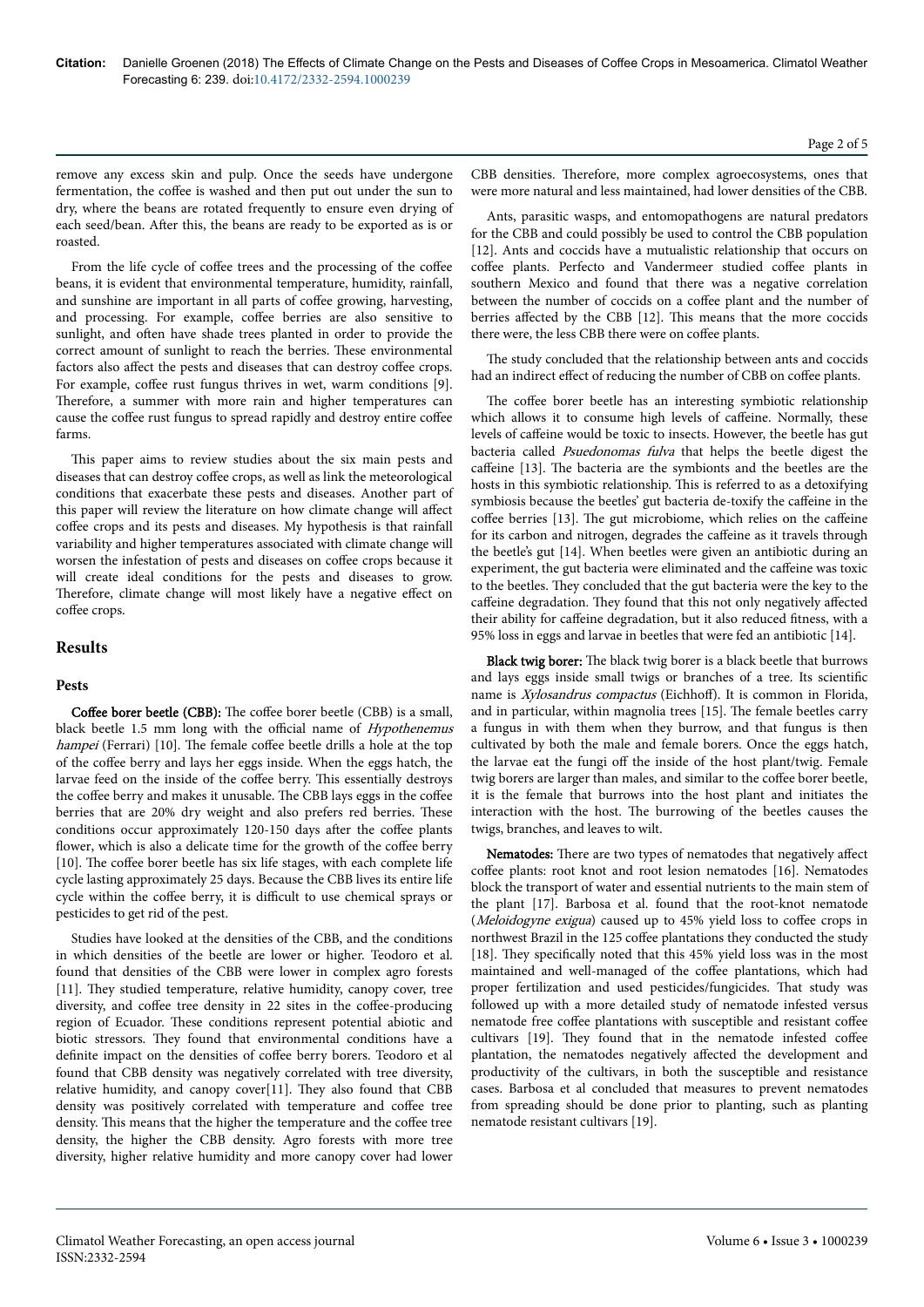remove any excess skin and pulp. Once the seeds have undergone fermentation, the coffee is washed and then put out under the sun to dry, where the beans are rotated frequently to ensure even drying of each seed/bean. After this, the beans are ready to be exported as is or roasted.

From the life cycle of coffee trees and the processing of the coffee beans, it is evident that environmental temperature, humidity, rainfall, and sunshine are important in all parts of coffee growing, harvesting, and processing. For example, coffee berries are also sensitive to sunlight, and often have shade trees planted in order to provide the correct amount of sunlight to reach the berries. These environmental factors also affect the pests and diseases that can destroy coffee crops. For example, coffee rust fungus thrives in wet, warm conditions [9]. Therefore, a summer with more rain and higher temperatures can cause the coffee rust fungus to spread rapidly and destroy entire coffee farms.

This paper aims to review studies about the six main pests and diseases that can destroy coffee crops, as well as link the meteorological conditions that exacerbate these pests and diseases. Another part of this paper will review the literature on how climate change will affect coffee crops and its pests and diseases. My hypothesis is that rainfall variability and higher temperatures associated with climate change will worsen the infestation of pests and diseases on coffee crops because it will create ideal conditions for the pests and diseases to grow. Therefore, climate change will most likely have a negative effect on coffee crops.

## Results

### Pests

**Coffee borer beetle (CBB):** The coffee borer beetle (CBB) is a small, black beetle 1.5 mm long with the official name of *Hypothenemus hampei* (Ferrari) [10]. The female coffee beetle drills a hole at the top of the coffee berry and lays her eggs inside. When the eggs hatch, the larvae feed on the inside of the coffee berry. This essentially destroys the coffee berry and makes it unusable. The CBB lays eggs in the coffee berries that are 20% dry weight and also prefers red berries. These conditions occur approximately 120-150 days after the coffee plants flower, which is also a delicate time for the growth of the coffee berry [10]. The coffee borer beetle has six life stages, with each complete life cycle lasting approximately 25 days. Because the CBB lives its entire life cycle within the coffee berry, it is difficult to use chemical sprays or pesticides to get rid of the pest.

Studies have looked at the densities of the CBB, and the conditions in which densities of the beetle are lower or higher. Teodoro et al. found that densities of the CBB were lower in complex agro forests [11]. They studied temperature, relative humidity, canopy cover, tree diversity, and coffee tree density in 22 sites in the coffee-producing region of Ecuador. These conditions represent potential abiotic and biotic stressors. They found that environmental conditions have a definite impact on the densities of coffee berry borers. Teodoro et al found that CBB density was negatively correlated with tree diversity, relative humidity, and canopy cover[11]. They also found that CBB density was positively correlated with temperature and coffee tree density. This means that the higher the temperature and the coffee tree density, the higher the CBB density. Agro forests with more tree diversity, higher relative humidity and more canopy cover had lower CBB densities. Therefore, more complex agroecosystems, ones that were more natural and less maintained, had lower densities of the CBB.

Ants, parasitic wasps, and entomopathogens are natural predators for the CBB and could possibly be used to control the CBB population [12]. Ants and coccids have a mutualistic relationship that occurs on coffee plants. Perfecto and Vandermeer studied coffee plants in southern Mexico and found that there was a negative correlation between the number of coccids on a coffee plant and the number of berries affected by the CBB [12]. This means that the more coccids there were, the less CBB there were on coffee plants.

The study concluded that the relationship between ants and coccids had an indirect effect of reducing the number of CBB on coffee plants.

The coffee borer beetle has an interesting symbiotic relationship which allows it to consume high levels of caffeine. Normally, these levels of caffeine would be toxic to insects. However, the beetle has gut bacteria called *Psuedonomas fulva* that helps the beetle digest the caffeine [13]. The bacteria are the symbionts and the beetles are the hosts in this symbiotic relationship. This is referred to as a detoxifying symbiosis because the beetles' gut bacteria de-toxify the caffeine in the coffee berries [13]. The gut microbiome, which relies on the caffeine for its carbon and nitrogen, degrades the caffeine as it travels through the beetle's gut [14]. When beetles were given an antibiotic during an experiment, the gut bacteria were eliminated and the caffeine was toxic to the beetles. They concluded that the gut bacteria were the key to the caffeine degradation. They found that this not only negatively affected their ability for caffeine degradation, but it also reduced fitness, with a 95% loss in eggs and larvae in beetles that were fed an antibiotic [14].

**Black twig borer:** The black twig borer is a black beetle that burrows and lays eggs inside small twigs or branches of a tree. Its scientific name is *Xylosandrus compactus* (Eichhoff). It is common in Florida, and in particular, within magnolia trees [15]. The female beetles carry a fungus in with them when they burrow, and that fungus is then cultivated by both the male and female borers. Once the eggs hatch, the larvae eat the fungi off the inside of the host plant/twig. Female twig borers are larger than males, and similar to the coffee borer beetle, it is the female that burrows into the host plant and initiates the interaction with the host. The burrowing of the beetles causes the twigs, branches, and leaves to wilt.

**Nematodes:** There are two types of nematodes that negatively affect coffee plants: root knot and root lesion nematodes [16]. Nematodes block the transport of water and essential nutrients to the main stem of the plant [17]. Barbosa et al. found that the root-knot nematode (*Meloidogyne exigua*) caused up to 45% yield loss to coffee crops in northwest Brazil in the 125 coffee plantations they conducted the study [18]. They specifically noted that this 45% yield loss was in the most maintained and well-managed of the coffee plantations, which had proper fertilization and used pesticides/fungicides. That study was followed up with a more detailed study of nematode infested versus nematode free coffee plantations with susceptible and resistant coffee cultivars [19]. They found that in the nematode infested coffee plantation, the nematodes negatively affected the development and productivity of the cultivars, in both the susceptible and resistance cases. Barbosa et al concluded that measures to prevent nematodes from spreading should be done prior to planting, such as planting nematode resistant cultivars [19].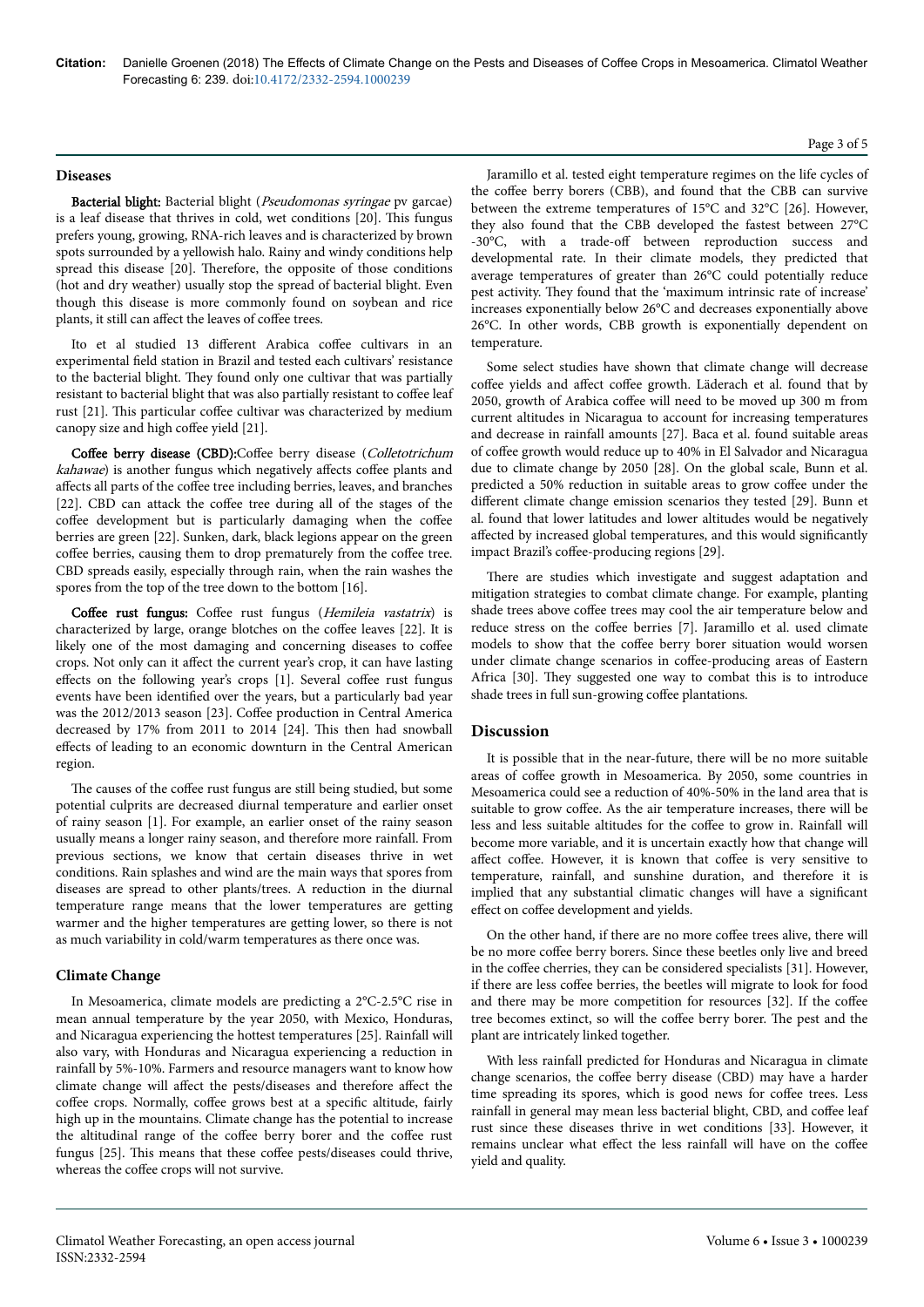## Diseases

**Bacterial blight:** Bacterial blight (*Pseudomonas syringae* pv garcae) is a leaf disease that thrives in cold, wet conditions [20]. This fungus prefers young, growing, RNA-rich leaves and is characterized by brown spots surrounded by a yellowish halo. Rainy and windy conditions help spread this disease [20]. Therefore, the opposite of those conditions (hot and dry weather) usually stop the spread of bacterial blight. Even though this disease is more commonly found on soybean and rice plants, it still can affect the leaves of coffee trees.

Ito et al studied 13 different Arabica coffee cultivars in an experimental field station in Brazil and tested each cultivars' resistance to the bacterial blight. They found only one cultivar that was partially resistant to bacterial blight that was also partially resistant to coffee leaf rust [21]. This particular coffee cultivar was characterized by medium canopy size and high coffee yield [21].

**Coffee berry disease (CBD):**Coffee berry disease (*Colletotrichum kahawae*) is another fungus which negatively affects coffee plants and affects all parts of the coffee tree including berries, leaves, and branches [22]. CBD can attack the coffee tree during all of the stages of the coffee development but is particularly damaging when the coffee berries are green [22]. Sunken, dark, black legions appear on the green coffee berries, causing them to drop prematurely from the coffee tree. CBD spreads easily, especially through rain, when the rain washes the spores from the top of the tree down to the bottom [16].

**Coffee rust fungus:** Coffee rust fungus (*Hemileia vastatrix*) is characterized by large, orange blotches on the coffee leaves [22]. It is likely one of the most damaging and concerning diseases to coffee crops. Not only can it affect the current year's crop, it can have lasting effects on the following year's crops [1]. Several coffee rust fungus events have been identified over the years, but a particularly bad year was the 2012/2013 season [23]. Coffee production in Central America decreased by 17% from 2011 to 2014 [24]. This then had snowball effects of leading to an economic downturn in the Central American region.

The causes of the coffee rust fungus are still being studied, but some potential culprits are decreased diurnal temperature and earlier onset of rainy season [1]. For example, an earlier onset of the rainy season usually means a longer rainy season, and therefore more rainfall. From previous sections, we know that certain diseases thrive in wet conditions. Rain splashes and wind are the main ways that spores from diseases are spread to other plants/trees. A reduction in the diurnal temperature range means that the lower temperatures are getting warmer and the higher temperatures are getting lower, so there is not as much variability in cold/warm temperatures as there once was.

## Climate Change

In Mesoamerica, climate models are predicting a 2°C-2.5°C rise in mean annual temperature by the year 2050, with Mexico, Honduras, and Nicaragua experiencing the hottest temperatures [25]. Rainfall will also vary, with Honduras and Nicaragua experiencing a reduction in rainfall by 5%-10%. Farmers and resource managers want to know how climate change will affect the pests/diseases and therefore affect the coffee crops. Normally, coffee grows best at a specific altitude, fairly high up in the mountains. Climate change has the potential to increase the altitudinal range of the coffee berry borer and the coffee rust fungus [25]. This means that these coffee pests/diseases could thrive, whereas the coffee crops will not survive.

Jaramillo et al. tested eight temperature regimes on the life cycles of the coffee berry borers (CBB), and found that the CBB can survive between the extreme temperatures of 15°C and 32°C [26]. However, they also found that the CBB developed the fastest between 27°C -30°C, with a trade-off between reproduction success and developmental rate. In their climate models, they predicted that average temperatures of greater than 26°C could potentially reduce pest activity. They found that the 'maximum intrinsic rate of increase' increases exponentially below 26°C and decreases exponentially above 26°C. In other words, CBB growth is exponentially dependent on temperature.

Some select studies have shown that climate change will decrease coffee yields and affect coffee growth. Läderach et al. found that by 2050, growth of Arabica coffee will need to be moved up 300 m from current altitudes in Nicaragua to account for increasing temperatures and decrease in rainfall amounts [27]. Baca et al. found suitable areas of coffee growth would reduce up to 40% in El Salvador and Nicaragua due to climate change by 2050 [28]. On the global scale, Bunn et al. predicted a 50% reduction in suitable areas to grow coffee under the different climate change emission scenarios they tested [29]. Bunn et al. found that lower latitudes and lower altitudes would be negatively affected by increased global temperatures, and this would significantly impact Brazil's coffee-producing regions [29].

There are studies which investigate and suggest adaptation and mitigation strategies to combat climate change. For example, planting shade trees above coffee trees may cool the air temperature below and reduce stress on the coffee berries [7]. Jaramillo et al. used climate models to show that the coffee berry borer situation would worsen under climate change scenarios in coffee-producing areas of Eastern Africa [30]. They suggested one way to combat this is to introduce shade trees in full sun-growing coffee plantations.

## Discussion

It is possible that in the near-future, there will be no more suitable areas of coffee growth in Mesoamerica. By 2050, some countries in Mesoamerica could see a reduction of 40%-50% in the land area that is suitable to grow coffee. As the air temperature increases, there will be less and less suitable altitudes for the coffee to grow in. Rainfall will become more variable, and it is uncertain exactly how that change will affect coffee. However, it is known that coffee is very sensitive to temperature, rainfall, and sunshine duration, and therefore it is implied that any substantial climatic changes will have a significant effect on coffee development and yields.

On the other hand, if there are no more coffee trees alive, there will be no more coffee berry borers. Since these beetles only live and breed in the coffee cherries, they can be considered specialists [31]. However, if there are less coffee berries, the beetles will migrate to look for food and there may be more competition for resources [32]. If the coffee tree becomes extinct, so will the coffee berry borer. The pest and the plant are intricately linked together.

With less rainfall predicted for Honduras and Nicaragua in climate change scenarios, the coffee berry disease (CBD) may have a harder time spreading its spores, which is good news for coffee trees. Less rainfall in general may mean less bacterial blight, CBD, and coffee leaf rust since these diseases thrive in wet conditions [33]. However, it remains unclear what effect the less rainfall will have on the coffee yield and quality.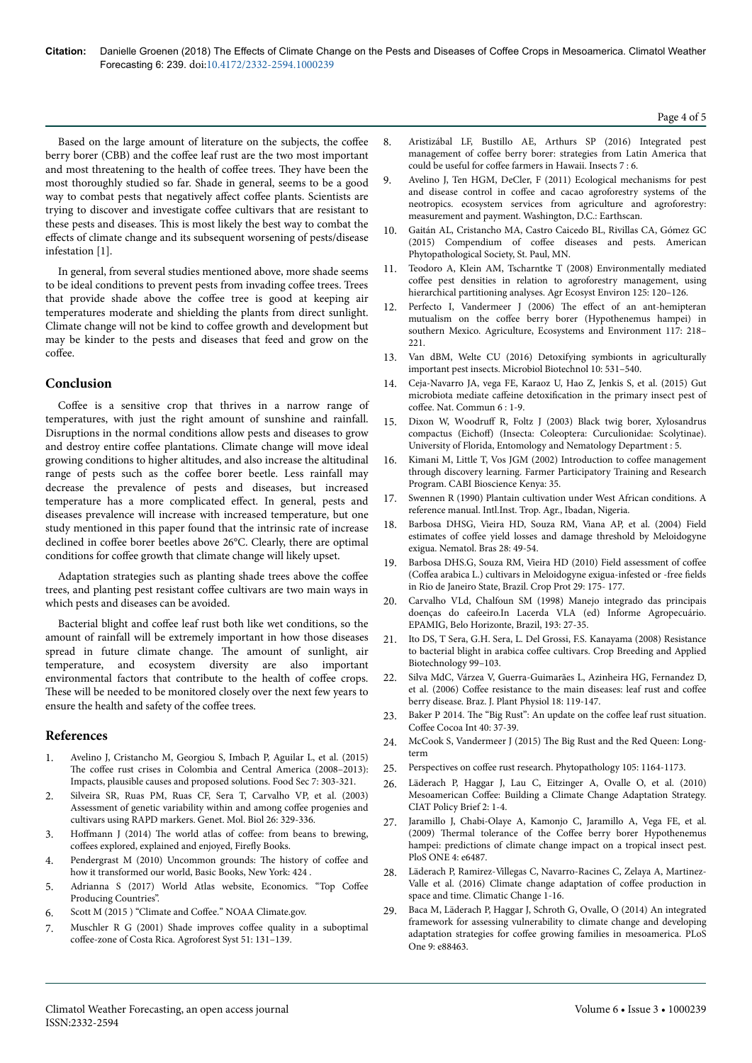Based on the large amount of literature on the subjects, the coffee berry borer (CBB) and the coffee leaf rust are the two most important and most threatening to the health of coffee trees. They have been the most thoroughly studied so far. Shade in general, seems to be a good way to combat pests that negatively affect coffee plants. Scientists are trying to discover and investigate coffee cultivars that are resistant to these pests and diseases. This is most likely the best way to combat the effects of climate change and its subsequent worsening of pests/disease infestation [1].

In general, from several studies mentioned above, more shade seems to be ideal conditions to prevent pests from invading coffee trees. Trees that provide shade above the coffee tree is good at keeping air temperatures moderate and shielding the plants from direct sunlight. Climate change will not be kind to coffee growth and development but may be kinder to the pests and diseases that feed and grow on the coffee.

## Conclusion

Coffee is a sensitive crop that thrives in a narrow range of temperatures, with just the right amount of sunshine and rainfall. Disruptions in the normal conditions allow pests and diseases to grow and destroy entire coffee plantations. Climate change will move ideal growing conditions to higher altitudes, and also increase the altitudinal range of pests such as the coffee borer beetle. Less rainfall may decrease the prevalence of pests and diseases, but increased temperature has a more complicated effect. In general, pests and diseases prevalence will increase with increased temperature, but one study mentioned in this paper found that the intrinsic rate of increase declined in coffee borer beetles above 26°C. Clearly, there are optimal conditions for coffee growth that climate change will likely upset.

Adaptation strategies such as planting shade trees above the coffee trees, and planting pest resistant coffee cultivars are two main ways in which pests and diseases can be avoided.

Bacterial blight and coffee leaf rust both like wet conditions, so the amount of rainfall will be extremely important in how those diseases spread in future climate change. The amount of sunlight, air temperature, and ecosystem diversity are also important environmental factors that contribute to the health of coffee crops. These will be needed to be monitored closely over the next few years to ensure the health and safety of the coffee trees.

## References

1. Avelino J, Cristancho M, Georgiou S, Imbach P, Aguilar L, et al. (2015) The coffee rust crises in Colombia and Central America (2008–2013): Impacts, plausible causes and proposed solutions. Food Sec 7: 303-321.
2. Silveira SR, Ruas PM, Ruas CF, Sera T, Carvalho VP, et al. (2003) Assessment of genetic variability within and among coffee progenies and cultivars using RAPD markers. Genet. Mol. Biol 26: 329-336.
3. Hoffmann J (2014) The world atlas of coffee: from beans to brewing, coffees explored, explained and enjoyed, Firefly Books.
4. Pendergrast M (2010) Uncommon grounds: The history of coffee and how it transformed our world, Basic Books, New York: 424 .
5. Adrianna S (2017) World Atlas website, Economics. "Top Coffee Producing Countries".
6. Scott M (2015 ) "Climate and Coffee." NOAA Climate.gov.
7. Muschler R G (2001) Shade improves coffee quality in a suboptimal coffee-zone of Costa Rica. Agroforest Syst 51: 131–139.
8. Aristizábal LF, Bustillo AE, Arthurs SP (2016) Integrated pest management of coffee berry borer: strategies from Latin America that could be useful for coffee farmers in Hawaii. Insects 7 : 6.
9. Avelino J, Ten HGM, DeCler, F (2011) Ecological mechanisms for pest and disease control in coffee and cacao agroforestry systems of the neotropics. ecosystem services from agriculture and agroforestry: measurement and payment. Washington, D.C.: Earthscan.
10. Gaitán AL, Cristancho MA, Castro Caicedo BL, Rivillas CA, Gómez GC (2015) Compendium of coffee diseases and pests. American Phytopathological Society, St. Paul, MN.
11. Teodoro A, Klein AM, Tscharntke T (2008) Environmentally mediated coffee pest densities in relation to agroforestry management, using hierarchical partitioning analyses. Agr Ecosyst Environ 125: 120–126.
12. Perfecto I, Vandermeer J (2006) The effect of an ant-hemipteran mutualism on the coffee berry borer (Hypothenemus hampei) in southern Mexico. Agriculture, Ecosystems and Environment 117: 218–221.
13. Van dBM, Welte CU (2016) Detoxifying symbionts in agriculturally important pest insects. Microbiol Biotechnol 10: 531–540.
14. Ceja-Navarro JA, vega FE, Karaoz U, Hao Z, Jenkis S, et al. (2015) Gut microbiota mediate caffeine detoxification in the primary insect pest of coffee. Nat. Commun 6 : 1-9.
15. Dixon W, Woodruff R, Foltz J (2003) Black twig borer, Xylosandrus compactus (Eichoff) (Insecta: Coleoptera: Curculionidae: Scolytinae). University of Florida, Entomology and Nematology Department : 5.
16. Kimani M, Little T, Vos JGM (2002) Introduction to coffee management through discovery learning. Farmer Participatory Training and Research Program. CABI Bioscience Kenya: 35.
17. Swennen R (1990) Plantain cultivation under West African conditions. A reference manual. Intl.Inst. Trop. Agr., Ibadan, Nigeria.
18. Barbosa DHSG, Vieira HD, Souza RM, Viana AP, et al. (2004) Field estimates of coffee yield losses and damage threshold by Meloidogyne exigua. Nematol. Bras 28: 49-54.
19. Barbosa DHS.G, Souza RM, Vieira HD (2010) Field assessment of coffee (Coffea arabica L.) cultivars in Meloidogyne exigua-infested or -free fields in Rio de Janeiro State, Brazil. Crop Prot 29: 175- 177.
20. Carvalho VLd, Chalfoun SM (1998) Manejo integrado das principais doenças do cafeeiro.In Lacerda VLA (ed) Informe Agropecuário. EPAMIG, Belo Horizonte, Brazil, 193: 27-35.
21. Ito DS, T Sera, G.H. Sera, L. Del Grossi, F.S. Kanayama (2008) Resistance to bacterial blight in arabica coffee cultivars. Crop Breeding and Applied Biotechnology 99–103.
22. Silva MdC, Várzea V, Guerra-Guimarães L, Azinheira HG, Fernandez D, et al. (2006) Coffee resistance to the main diseases: leaf rust and coffee berry disease. Braz. J. Plant Physiol 18: 119-147.
23. Baker P 2014. The "Big Rust": An update on the coffee leaf rust situation. Coffee Cocoa Int 40: 37-39.
24. McCook S, Vandermeer J (2015) The Big Rust and the Red Queen: Long-term
25. Perspectives on coffee rust research. Phytopathology 105: 1164-1173.
26. Läderach P, Haggar J, Lau C, Eitzinger A, Ovalle O, et al. (2010) Mesoamerican Coffee: Building a Climate Change Adaptation Strategy. CIAT Policy Brief 2: 1-4.
27. Jaramillo J, Chabi-Olaye A, Kamonjo C, Jaramillo A, Vega FE, et al. (2009) Thermal tolerance of the Coffee berry borer Hypothenemus hampei: predictions of climate change impact on a tropical insect pest. PloS ONE 4: e6487.
28. Läderach P, Ramirez-Villegas C, Navarro-Racines C, Zelaya A, Martinez-Valle et al. (2016) Climate change adaptation of coffee production in space and time. Climatic Change 1-16.
29. Baca M, Läderach P, Haggar J, Schroth G, Ovalle, O (2014) An integrated framework for assessing vulnerability to climate change and developing adaptation strategies for coffee growing families in mesoamerica. PLoS One 9: e88463.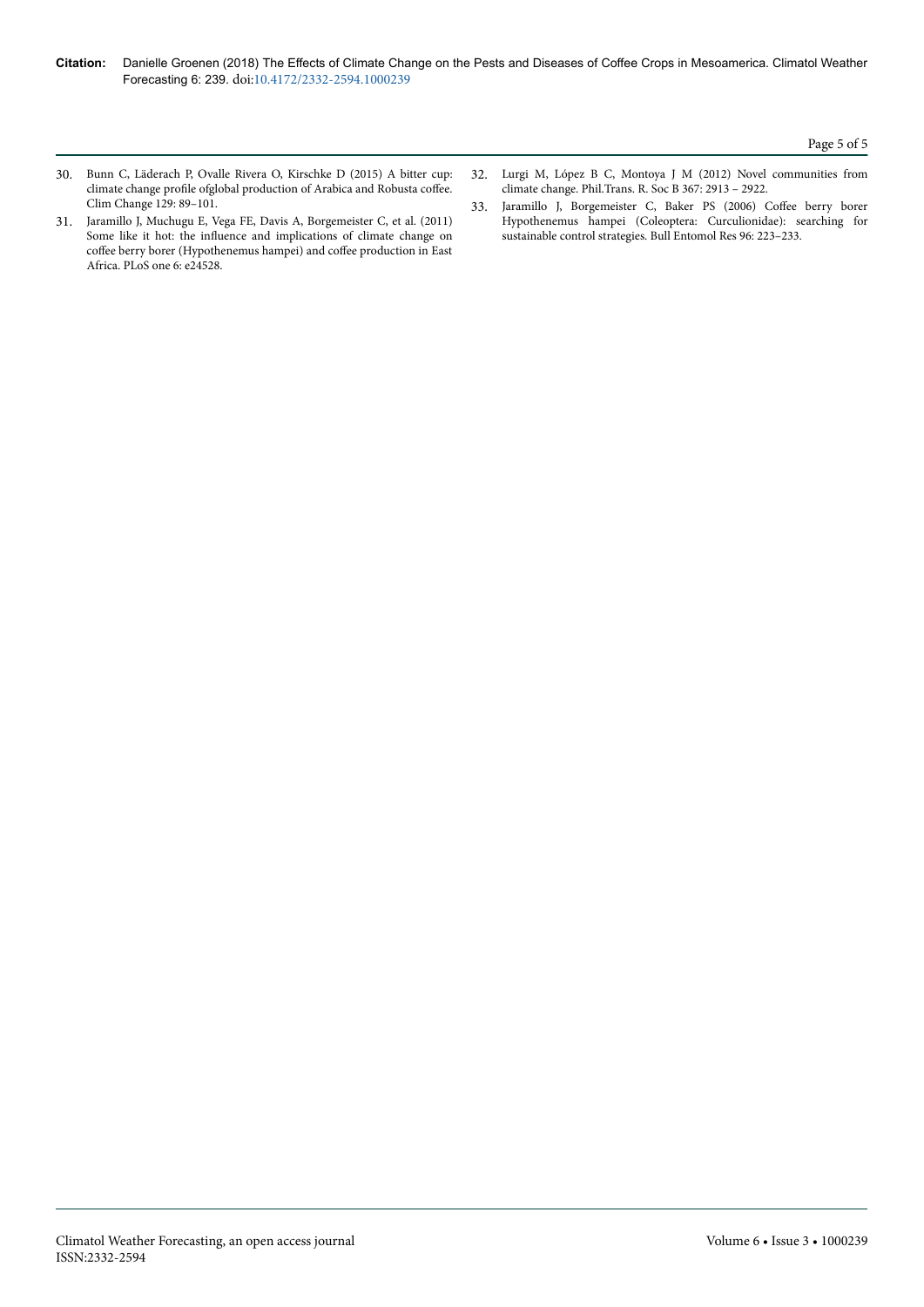30. Bunn C, Läderach P, Ovalle Rivera O, Kirschke D (2015) A bitter cup: climate change profile ofglobal production of Arabica and Robusta coffee. Clim Change 129: 89–101.
31. Jaramillo J, Muchugu E, Vega FE, Davis A, Borgemeister C, et al. (2011) Some like it hot: the influence and implications of climate change on coffee berry borer (Hypothenemus hampei) and coffee production in East Africa. PLoS one 6: e24528.
32. Lurgi M, López B C, Montoya J M (2012) Novel communities from climate change. Phil.Trans. R. Soc B 367: 2913 – 2922.
33. Jaramillo J, Borgemeister C, Baker PS (2006) Coffee berry borer Hypothenemus hampei (Coleoptera: Curculionidae): searching for sustainable control strategies. Bull Entomol Res 96: 223–233.